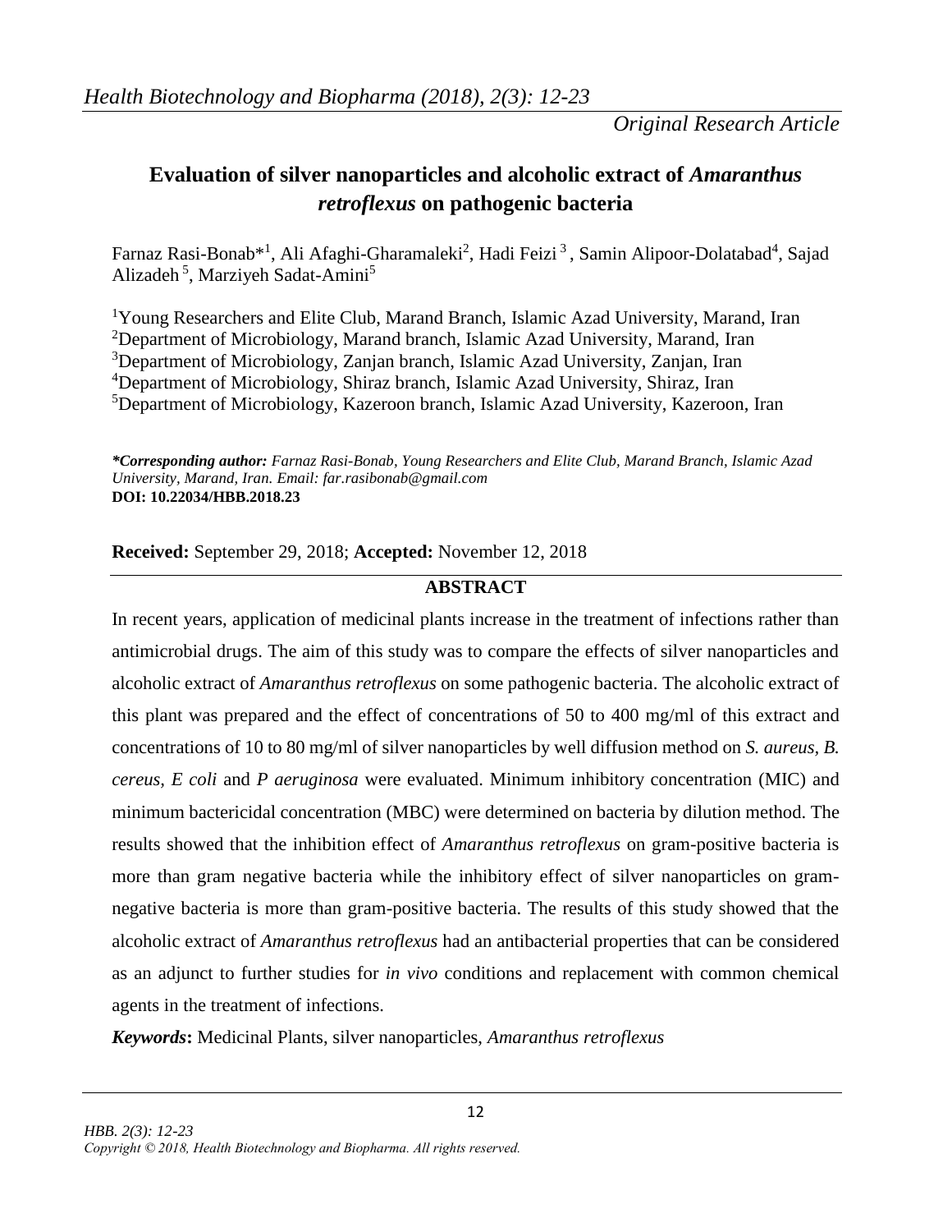*Original Research Article*

# Evaluation of silver nanoparticles and alcoholic extract of *Amaranthus retroflexus* on pathogenic bacteria

Farnaz Rasi-Bonab*[1], Ali Afaghi-Gharamaleki[2], Hadi Feizi [3], Samin Alipoor-Dolatabad[4], Sajad Alizadeh [5], Marziyeh Sadat-Amini[5]

[1]Young Researchers and Elite Club, Marand Branch, Islamic Azad University, Marand, Iran
[2]Department of Microbiology, Marand branch, Islamic Azad University, Marand, Iran
[3]Department of Microbiology, Zanjan branch, Islamic Azad University, Zanjan, Iran
[4]Department of Microbiology, Shiraz branch, Islamic Azad University, Shiraz, Iran
[5]Department of Microbiology, Kazeroon branch, Islamic Azad University, Kazeroon, Iran

***Corresponding author:** *Farnaz Rasi-Bonab, Young Researchers and Elite Club, Marand Branch, Islamic Azad University, Marand, Iran. Email: far.rasibonab@gmail.com*
**DOI: 10.22034/HBB.2018.23**

**Received:** September 29, 2018; **Accepted:** November 12, 2018

## ABSTRACT

In recent years, application of medicinal plants increase in the treatment of infections rather than antimicrobial drugs. The aim of this study was to compare the effects of silver nanoparticles and alcoholic extract of *Amaranthus retroflexus* on some pathogenic bacteria. The alcoholic extract of this plant was prepared and the effect of concentrations of 50 to 400 mg/ml of this extract and concentrations of 10 to 80 mg/ml of silver nanoparticles by well diffusion method on *S. aureus, B. cereus, E coli* and *P aeruginosa* were evaluated. Minimum inhibitory concentration (MIC) and minimum bactericidal concentration (MBC) were determined on bacteria by dilution method. The results showed that the inhibition effect of *Amaranthus retroflexus* on gram-positive bacteria is more than gram negative bacteria while the inhibitory effect of silver nanoparticles on gram-negative bacteria is more than gram-positive bacteria. The results of this study showed that the alcoholic extract of *Amaranthus retroflexus* had an antibacterial properties that can be considered as an adjunct to further studies for *in vivo* conditions and replacement with common chemical agents in the treatment of infections.

***Keywords*:** Medicinal Plants, silver nanoparticles, *Amaranthus retroflexus*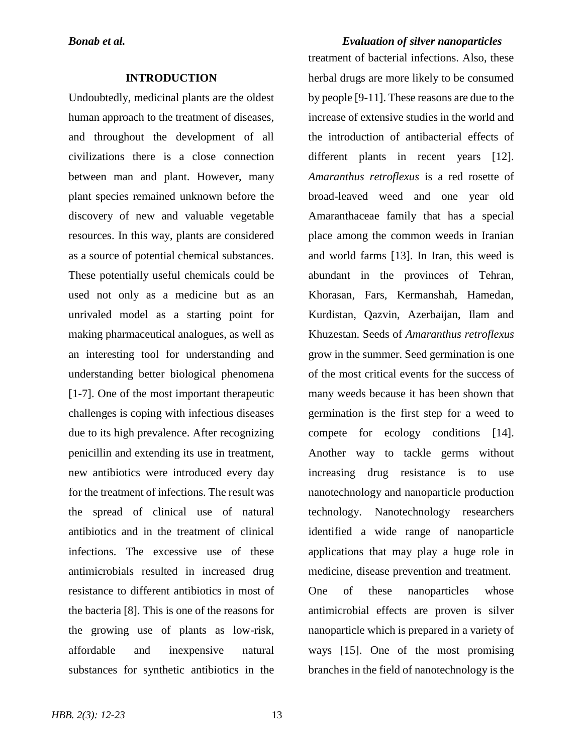## INTRODUCTION

Undoubtedly, medicinal plants are the oldest human approach to the treatment of diseases, and throughout the development of all civilizations there is a close connection between man and plant. However, many plant species remained unknown before the discovery of new and valuable vegetable resources. In this way, plants are considered as a source of potential chemical substances. These potentially useful chemicals could be used not only as a medicine but as an unrivaled model as a starting point for making pharmaceutical analogues, as well as an interesting tool for understanding and understanding better biological phenomena [1-7]. One of the most important therapeutic challenges is coping with infectious diseases due to its high prevalence. After recognizing penicillin and extending its use in treatment, new antibiotics were introduced every day for the treatment of infections. The result was the spread of clinical use of natural antibiotics and in the treatment of clinical infections. The excessive use of these antimicrobials resulted in increased drug resistance to different antibiotics in most of the bacteria [8]. This is one of the reasons for the growing use of plants as low-risk, affordable and inexpensive natural substances for synthetic antibiotics in the treatment of bacterial infections. Also, these herbal drugs are more likely to be consumed by people [9-11]. These reasons are due to the increase of extensive studies in the world and the introduction of antibacterial effects of different plants in recent years [12]. *Amaranthus retroflexus* is a red rosette of broad-leaved weed and one year old Amaranthaceae family that has a special place among the common weeds in Iranian and world farms [13]. In Iran, this weed is abundant in the provinces of Tehran, Khorasan, Fars, Kermanshah, Hamedan, Kurdistan, Qazvin, Azerbaijan, Ilam and Khuzestan. Seeds of *Amaranthus retroflexus* grow in the summer. Seed germination is one of the most critical events for the success of many weeds because it has been shown that germination is the first step for a weed to compete for ecology conditions [14]. Another way to tackle germs without increasing drug resistance is to use nanotechnology and nanoparticle production technology. Nanotechnology researchers identified a wide range of nanoparticle applications that may play a huge role in medicine, disease prevention and treatment.

One of these nanoparticles whose antimicrobial effects are proven is silver nanoparticle which is prepared in a variety of ways [15]. One of the most promising branches in the field of nanotechnology is the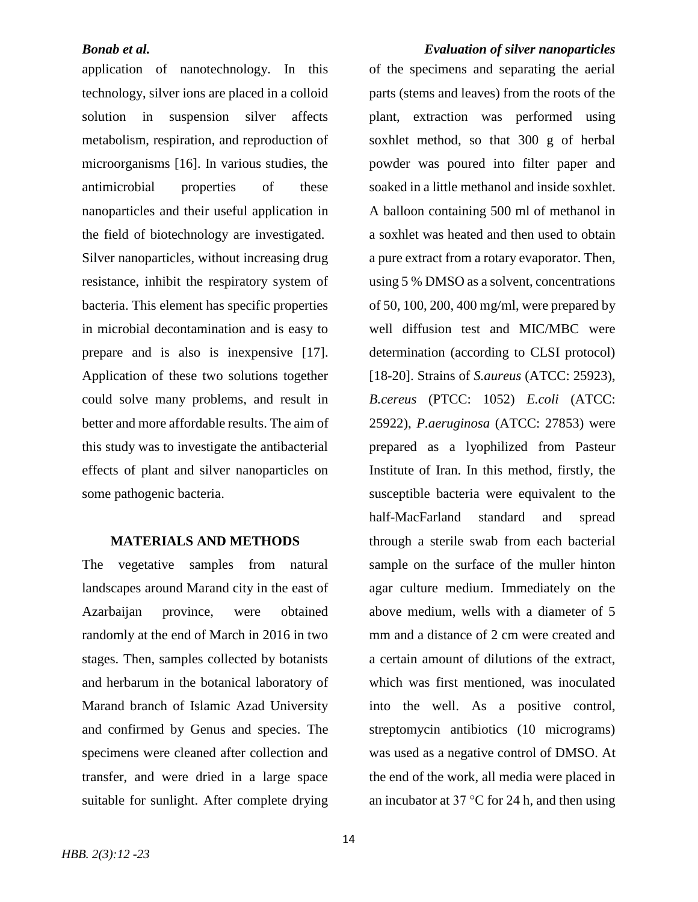application of nanotechnology. In this technology, silver ions are placed in a colloid solution in suspension silver affects metabolism, respiration, and reproduction of microorganisms [16]. In various studies, the antimicrobial properties of these nanoparticles and their useful application in the field of biotechnology are investigated. Silver nanoparticles, without increasing drug resistance, inhibit the respiratory system of bacteria. This element has specific properties in microbial decontamination and is easy to prepare and is also is inexpensive [17]. Application of these two solutions together could solve many problems, and result in better and more affordable results. The aim of this study was to investigate the antibacterial effects of plant and silver nanoparticles on some pathogenic bacteria.

## MATERIALS AND METHODS

The vegetative samples from natural landscapes around Marand city in the east of Azarbaijan province, were obtained randomly at the end of March in 2016 in two stages. Then, samples collected by botanists and herbarum in the botanical laboratory of Marand branch of Islamic Azad University and confirmed by Genus and species. The specimens were cleaned after collection and transfer, and were dried in a large space suitable for sunlight. After complete drying of the specimens and separating the aerial parts (stems and leaves) from the roots of the plant, extraction was performed using soxhlet method, so that 300 g of herbal powder was poured into filter paper and soaked in a little methanol and inside soxhlet. A balloon containing 500 ml of methanol in a soxhlet was heated and then used to obtain a pure extract from a rotary evaporator. Then, using 5 % DMSO as a solvent, concentrations of 50, 100, 200, 400 mg/ml, were prepared by well diffusion test and MIC/MBC were determination (according to CLSI protocol) [18-20]. Strains of *S.aureus* (ATCC: 25923), *B.cereus* (PTCC: 1052) *E.coli* (ATCC: 25922), *P.aeruginosa* (ATCC: 27853) were prepared as a lyophilized from Pasteur Institute of Iran. In this method, firstly, the susceptible bacteria were equivalent to the half-MacFarland standard and spread through a sterile swab from each bacterial sample on the surface of the muller hinton agar culture medium. Immediately on the above medium, wells with a diameter of 5 mm and a distance of 2 cm were created and a certain amount of dilutions of the extract, which was first mentioned, was inoculated into the well. As a positive control, streptomycin antibiotics (10 micrograms) was used as a negative control of DMSO. At the end of the work, all media were placed in an incubator at 37 °C for 24 h, and then using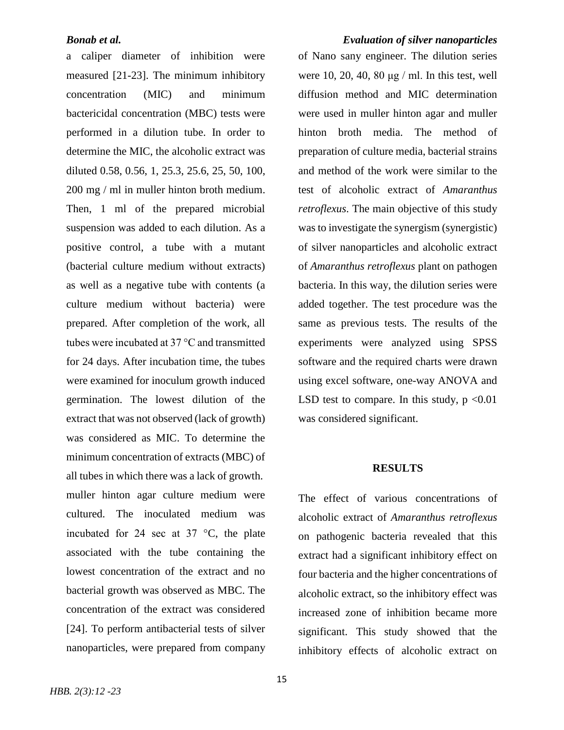a caliper diameter of inhibition were measured [21-23]. The minimum inhibitory concentration (MIC) and minimum bactericidal concentration (MBC) tests were performed in a dilution tube. In order to determine the MIC, the alcoholic extract was diluted 0.58, 0.56, 1, 25.3, 25.6, 25, 50, 100, 200 mg / ml in muller hinton broth medium. Then, 1 ml of the prepared microbial suspension was added to each dilution. As a positive control, a tube with a mutant (bacterial culture medium without extracts) as well as a negative tube with contents (a culture medium without bacteria) were prepared. After completion of the work, all tubes were incubated at 37 °C and transmitted for 24 days. After incubation time, the tubes were examined for inoculum growth induced germination. The lowest dilution of the extract that was not observed (lack of growth) was considered as MIC. To determine the minimum concentration of extracts (MBC) of all tubes in which there was a lack of growth. muller hinton agar culture medium were cultured. The inoculated medium was incubated for 24 sec at 37 °C, the plate associated with the tube containing the lowest concentration of the extract and no bacterial growth was observed as MBC. The concentration of the extract was considered [24]. To perform antibacterial tests of silver nanoparticles, were prepared from company of Nano sany engineer. The dilution series were 10, 20, 40, 80 μg / ml. In this test, well diffusion method and MIC determination were used in muller hinton agar and muller hinton broth media. The method of preparation of culture media, bacterial strains and method of the work were similar to the test of alcoholic extract of *Amaranthus retroflexus*. The main objective of this study was to investigate the synergism (synergistic) of silver nanoparticles and alcoholic extract of *Amaranthus retroflexus* plant on pathogen bacteria. In this way, the dilution series were added together. The test procedure was the same as previous tests. The results of the experiments were analyzed using SPSS software and the required charts were drawn using excel software, one-way ANOVA and LSD test to compare. In this study, $p < 0.01$ was considered significant.

## RESULTS

The effect of various concentrations of alcoholic extract of *Amaranthus retroflexus* on pathogenic bacteria revealed that this extract had a significant inhibitory effect on four bacteria and the higher concentrations of alcoholic extract, so the inhibitory effect was increased zone of inhibition became more significant. This study showed that the inhibitory effects of alcoholic extract on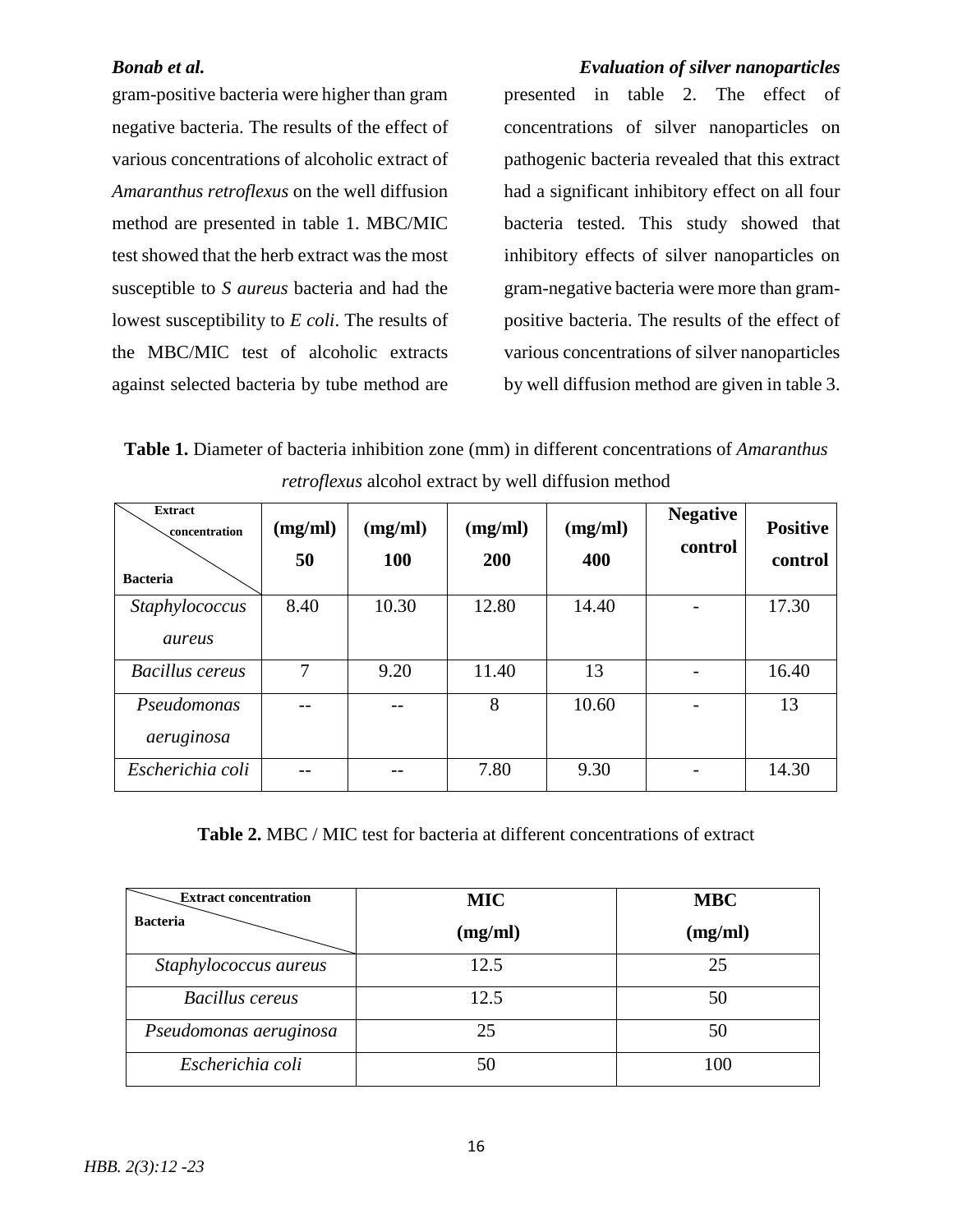gram-positive bacteria were higher than gram negative bacteria. The results of the effect of various concentrations of alcoholic extract of *Amaranthus retroflexus* on the well diffusion method are presented in table 1. MBC/MIC test showed that the herb extract was the most susceptible to *S aureus* bacteria and had the lowest susceptibility to *E coli*. The results of the MBC/MIC test of alcoholic extracts against selected bacteria by tube method are presented in table 2. The effect of concentrations of silver nanoparticles on pathogenic bacteria revealed that this extract had a significant inhibitory effect on all four bacteria tested. This study showed that inhibitory effects of silver nanoparticles on gram-negative bacteria were more than gram-positive bacteria. The results of the effect of various concentrations of silver nanoparticles by well diffusion method are given in table 3.

**Table 1.** Diameter of bacteria inhibition zone (mm) in different concentrations of *Amaranthus retroflexus* alcohol extract by well diffusion method

| Extract concentration / Bacteria | (mg/ml) 50 | (mg/ml) 100 | (mg/ml) 200 | (mg/ml) 400 | Negative control | Positive control |
|---|---|---|---|---|---|---|
| *Staphylococcus aureus* | 8.40 | 10.30 | 12.80 | 14.40 | - | 17.30 |
| *Bacillus cereus* | 7 | 9.20 | 11.40 | 13 | - | 16.40 |
| *Pseudomonas aeruginosa* | -- | -- | 8 | 10.60 | - | 13 |
| *Escherichia coli* | -- | -- | 7.80 | 9.30 | - | 14.30 |

**Table 2.** MBC / MIC test for bacteria at different concentrations of extract

| Extract concentration / Bacteria | MIC (mg/ml) | MBC (mg/ml) |
|---|---|---|
| *Staphylococcus aureus* | 12.5 | 25 |
| *Bacillus cereus* | 12.5 | 50 |
| *Pseudomonas aeruginosa* | 25 | 50 |
| *Escherichia coli* | 50 | 100 |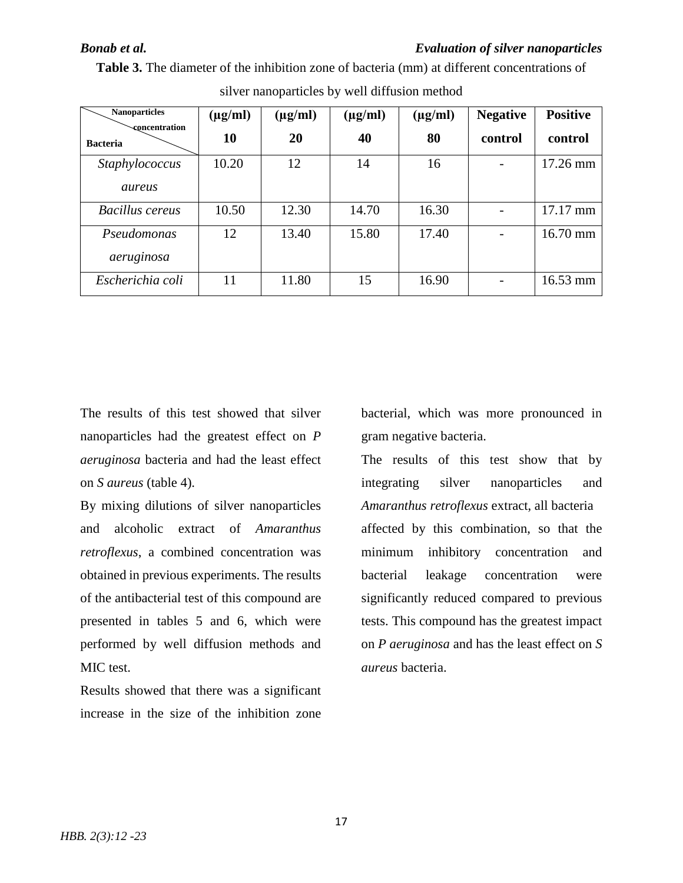**Table 3.** The diameter of the inhibition zone of bacteria (mm) at different concentrations of silver nanoparticles by well diffusion method

| Nanoparticles concentration / Bacteria | (µg/ml) 10 | (µg/ml) 20 | (µg/ml) 40 | (µg/ml) 80 | Negative control | Positive control |
|---|---|---|---|---|---|---|
| *Staphylococcus aureus* | 10.20 | 12 | 14 | 16 | - | 17.26 mm |
| *Bacillus cereus* | 10.50 | 12.30 | 14.70 | 16.30 | - | 17.17 mm |
| *Pseudomonas aeruginosa* | 12 | 13.40 | 15.80 | 17.40 | - | 16.70 mm |
| *Escherichia coli* | 11 | 11.80 | 15 | 16.90 | - | 16.53 mm |

The results of this test showed that silver nanoparticles had the greatest effect on *P aeruginosa* bacteria and had the least effect on *S aureus* (table 4).

By mixing dilutions of silver nanoparticles and alcoholic extract of *Amaranthus retroflexus*, a combined concentration was obtained in previous experiments. The results of the antibacterial test of this compound are presented in tables 5 and 6, which were performed by well diffusion methods and MIC test.

Results showed that there was a significant increase in the size of the inhibition zone bacterial, which was more pronounced in gram negative bacteria.

The results of this test show that by integrating silver nanoparticles and *Amaranthus retroflexus* extract, all bacteria affected by this combination, so that the minimum inhibitory concentration and bacterial leakage concentration were significantly reduced compared to previous tests. This compound has the greatest impact on *P aeruginosa* and has the least effect on *S aureus* bacteria.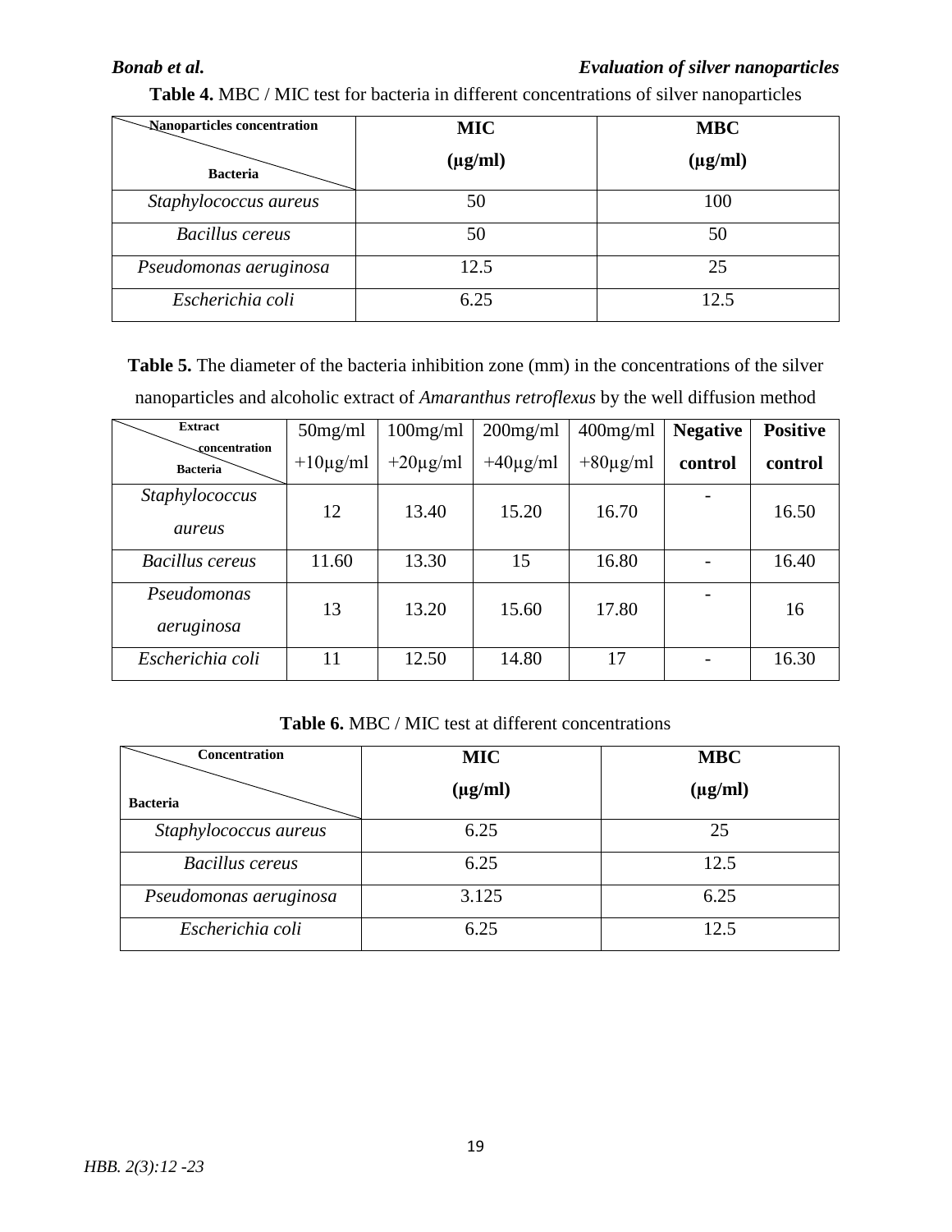**Table 4.** MBC / MIC test for bacteria in different concentrations of silver nanoparticles

| Nanoparticles concentration / Bacteria | MIC (µg/ml) | MBC (µg/ml) |
|---|---|---|
| *Staphylococcus aureus* | 50 | 100 |
| *Bacillus cereus* | 50 | 50 |
| *Pseudomonas aeruginosa* | 12.5 | 25 |
| *Escherichia coli* | 6.25 | 12.5 |

**Table 5.** The diameter of the bacteria inhibition zone (mm) in the concentrations of the silver nanoparticles and alcoholic extract of *Amaranthus retroflexus* by the well diffusion method

| Extract concentration / Bacteria | 50mg/ml +10µg/ml | 100mg/ml +20µg/ml | 200mg/ml +40µg/ml | 400mg/ml +80µg/ml | **Negative control** | **Positive control** |
|---|---|---|---|---|---|---|
| *Staphylococcus aureus* | 12 | 13.40 | 15.20 | 16.70 | - | 16.50 |
| *Bacillus cereus* | 11.60 | 13.30 | 15 | 16.80 | - | 16.40 |
| *Pseudomonas aeruginosa* | 13 | 13.20 | 15.60 | 17.80 | - | 16 |
| *Escherichia coli* | 11 | 12.50 | 14.80 | 17 | - | 16.30 |

**Table 6.** MBC / MIC test at different concentrations

| Concentration / Bacteria | MIC (µg/ml) | MBC (µg/ml) |
|---|---|---|
| *Staphylococcus aureus* | 6.25 | 25 |
| *Bacillus cereus* | 6.25 | 12.5 |
| *Pseudomonas aeruginosa* | 3.125 | 6.25 |
| *Escherichia coli* | 6.25 | 12.5 |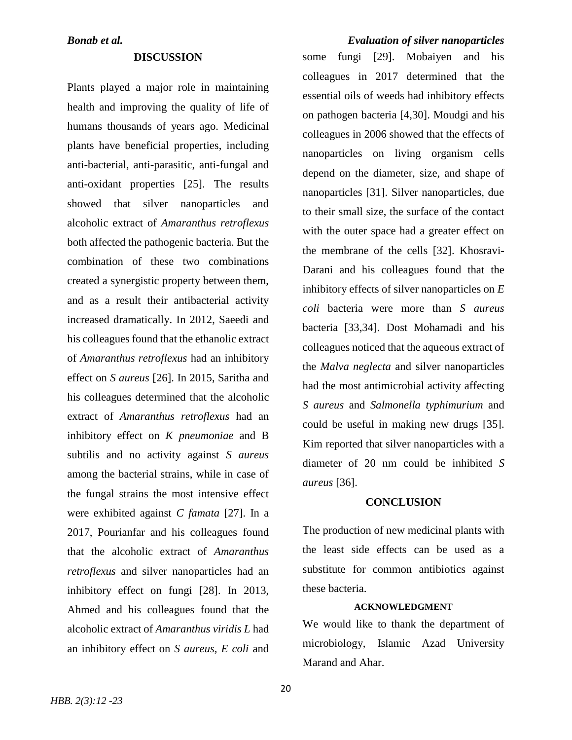## DISCUSSION

Plants played a major role in maintaining health and improving the quality of life of humans thousands of years ago. Medicinal plants have beneficial properties, including anti-bacterial, anti-parasitic, anti-fungal and anti-oxidant properties [25]. The results showed that silver nanoparticles and alcoholic extract of *Amaranthus retroflexus* both affected the pathogenic bacteria. But the combination of these two combinations created a synergistic property between them, and as a result their antibacterial activity increased dramatically. In 2012, Saeedi and his colleagues found that the ethanolic extract of *Amaranthus retroflexus* had an inhibitory effect on *S aureus* [26]. In 2015, Saritha and his colleagues determined that the alcoholic extract of *Amaranthus retroflexus* had an inhibitory effect on *K pneumoniae* and B subtilis and no activity against *S aureus* among the bacterial strains, while in case of the fungal strains the most intensive effect were exhibited against *C famata* [27]. In a 2017, Pourianfar and his colleagues found that the alcoholic extract of *Amaranthus retroflexus* and silver nanoparticles had an inhibitory effect on fungi [28]. In 2013, Ahmed and his colleagues found that the alcoholic extract of *Amaranthus viridis L* had an inhibitory effect on *S aureus, E coli* and some fungi [29]. Mobaiyen and his colleagues in 2017 determined that the essential oils of weeds had inhibitory effects on pathogen bacteria [4,30]. Moudgi and his colleagues in 2006 showed that the effects of nanoparticles on living organism cells depend on the diameter, size, and shape of nanoparticles [31]. Silver nanoparticles, due to their small size, the surface of the contact with the outer space had a greater effect on the membrane of the cells [32]. Khosravi-Darani and his colleagues found that the inhibitory effects of silver nanoparticles on *E coli* bacteria were more than *S aureus* bacteria [33,34]. Dost Mohamadi and his colleagues noticed that the aqueous extract of the *Malva neglecta* and silver nanoparticles had the most antimicrobial activity affecting *S aureus* and *Salmonella typhimurium* and could be useful in making new drugs [35]. Kim reported that silver nanoparticles with a diameter of 20 nm could be inhibited *S aureus* [36].

## CONCLUSION

The production of new medicinal plants with the least side effects can be used as a substitute for common antibiotics against these bacteria.

### ACKNOWLEDGMENT

We would like to thank the department of microbiology, Islamic Azad University Marand and Ahar.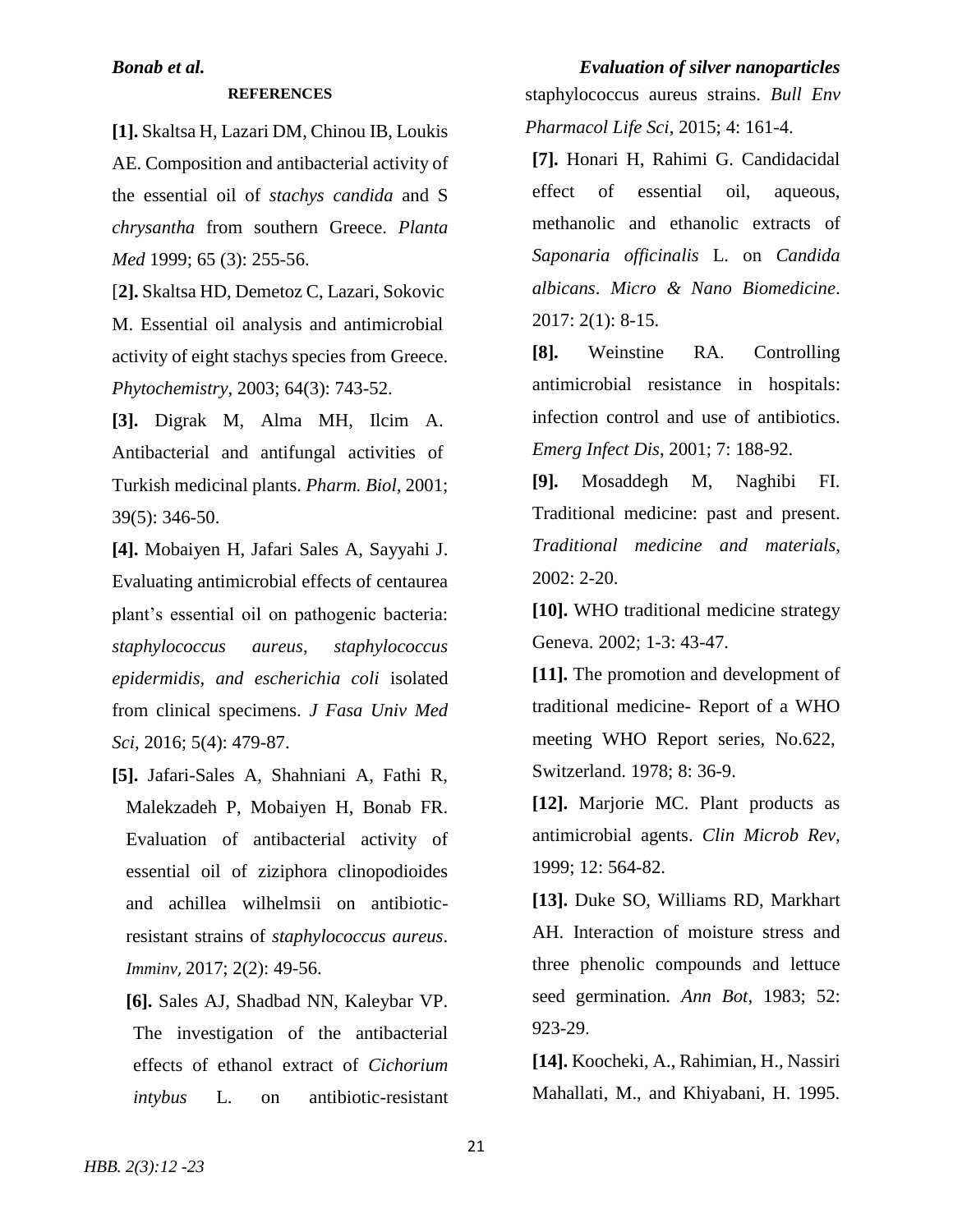## REFERENCES

**[1].** Skaltsa H, Lazari DM, Chinou IB, Loukis AE. Composition and antibacterial activity of the essential oil of *stachys candida* and S *chrysantha* from southern Greece. *Planta Med* 1999; 65 (3): 255-56.

[**2].** Skaltsa HD, Demetoz C, Lazari, Sokovic M. Essential oil analysis and antimicrobial activity of eight stachys species from Greece. *Phytochemistry*, 2003; 64(3): 743-52.

**[3].** Digrak M, Alma MH, Ilcim A. Antibacterial and antifungal activities of Turkish medicinal plants. *Pharm. Biol,* 2001; 39(5): 346-50.

**[4].** Mobaiyen H, Jafari Sales A, Sayyahi J. Evaluating antimicrobial effects of centaurea plant's essential oil on pathogenic bacteria: *staphylococcus aureus, staphylococcus epidermidis, and escherichia coli* isolated from clinical specimens. *J Fasa Univ Med Sci*, 2016; 5(4): 479-87.

**[5].** Jafari-Sales A, Shahniani A, Fathi R, Malekzadeh P, Mobaiyen H, Bonab FR. Evaluation of antibacterial activity of essential oil of ziziphora clinopodioides and achillea wilhelmsii on antibiotic-resistant strains of *staphylococcus aureus*. *Imminv,* 2017; 2(2): 49-56.

**[6].** Sales AJ, Shadbad NN, Kaleybar VP. The investigation of the antibacterial effects of ethanol extract of *Cichorium intybus* L. on antibiotic-resistant staphylococcus aureus strains. *Bull Env Pharmacol Life Sci*, 2015; 4: 161-4.

**[7].** Honari H, Rahimi G. Candidacidal effect of essential oil, aqueous, methanolic and ethanolic extracts of *Saponaria officinalis* L. on *Candida albicans*. *Micro & Nano Biomedicine*. 2017: 2(1): 8-15.

**[8].** Weinstine RA. Controlling antimicrobial resistance in hospitals: infection control and use of antibiotics. *Emerg Infect Dis*, 2001; 7: 188-92.

**[9].** Mosaddegh M, Naghibi FI. Traditional medicine: past and present. *Traditional medicine and materials*, 2002: 2-20.

**[10].** WHO traditional medicine strategy Geneva. 2002; 1-3: 43-47.

**[11].** The promotion and development of traditional medicine- Report of a WHO meeting WHO Report series, No.622, Switzerland. 1978; 8: 36-9.

**[12].** Marjorie MC. Plant products as antimicrobial agents. *Clin Microb Rev*, 1999; 12: 564-82.

**[13].** Duke SO, Williams RD, Markhart AH. Interaction of moisture stress and three phenolic compounds and lettuce seed germination. *Ann Bot*, 1983; 52: 923-29.

**[14].** Koocheki, A., Rahimian, H., Nassiri Mahallati, M., and Khiyabani, H. 1995.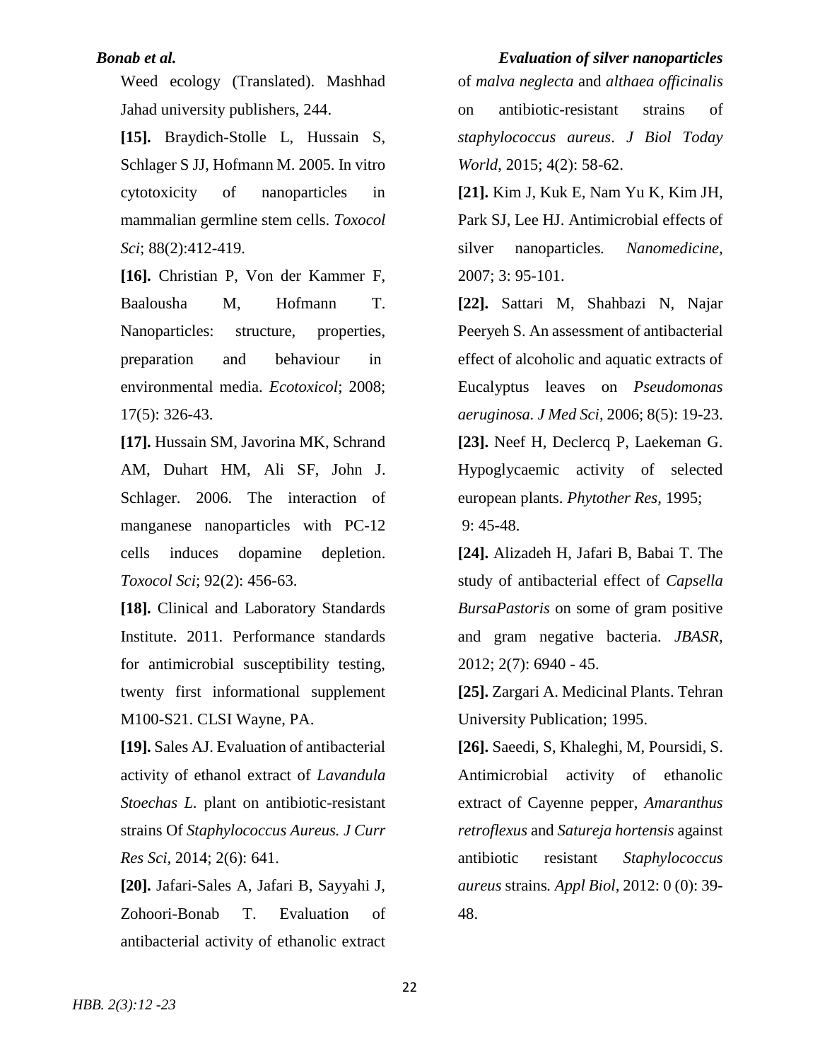Weed ecology (Translated). Mashhad Jahad university publishers, 244.

**[15].** Braydich-Stolle L, Hussain S, Schlager S JJ, Hofmann M. 2005. In vitro cytotoxicity of nanoparticles in mammalian germline stem cells. *Toxocol Sci*; 88(2):412-419.

**[16].** Christian P, Von der Kammer F, Baalousha M, Hofmann T. Nanoparticles: structure, properties, preparation and behaviour in environmental media. *Ecotoxicol*; 2008; 17(5): 326-43.

**[17].** Hussain SM, Javorina MK, Schrand AM, Duhart HM, Ali SF, John J. Schlager. 2006. The interaction of manganese nanoparticles with PC-12 cells induces dopamine depletion. *Toxocol Sci*; 92(2): 456-63.

**[18].** Clinical and Laboratory Standards Institute. 2011. Performance standards for antimicrobial susceptibility testing, twenty first informational supplement M100-S21. CLSI Wayne, PA.

**[19].** Sales AJ. Evaluation of antibacterial activity of ethanol extract of *Lavandula Stoechas L.* plant on antibiotic-resistant strains Of *Staphylococcus Aureus. J Curr Res Sci*, 2014; 2(6): 641.

**[20].** Jafari-Sales A, Jafari B, Sayyahi J, Zohoori-Bonab T. Evaluation of antibacterial activity of ethanolic extract of *malva neglecta* and *althaea officinalis* on antibiotic-resistant strains of *staphylococcus aureus*. *J Biol Today World*, 2015; 4(2): 58-62.

**[21].** Kim J, Kuk E, Nam Yu K, Kim JH, Park SJ, Lee HJ. Antimicrobial effects of silver nanoparticles*. Nanomedicine,* 2007; 3: 95-101.

**[22].** Sattari M, Shahbazi N, Najar Peeryeh S. An assessment of antibacterial effect of alcoholic and aquatic extracts of Eucalyptus leaves on *Pseudomonas aeruginosa. J Med Sci*, 2006; 8(5): 19-23.

**[23].** Neef H, Declercq P, Laekeman G. Hypoglycaemic activity of selected european plants. *Phytother Res*, 1995; 9: 45-48.

**[24].** Alizadeh H, Jafari B, Babai T. The study of antibacterial effect of *Capsella BursaPastoris* on some of gram positive and gram negative bacteria. *JBASR,* 2012; 2(7): 6940 - 45.

**[25].** Zargari A. Medicinal Plants. Tehran University Publication; 1995.

**[26].** Saeedi, S, Khaleghi, M, Poursidi, S. Antimicrobial activity of ethanolic extract of Cayenne pepper, *Amaranthus retroflexus* and *Satureja hortensis* against antibiotic resistant *Staphylococcus aureus* strains*. Appl Biol*, 2012: 0 (0): 39-48.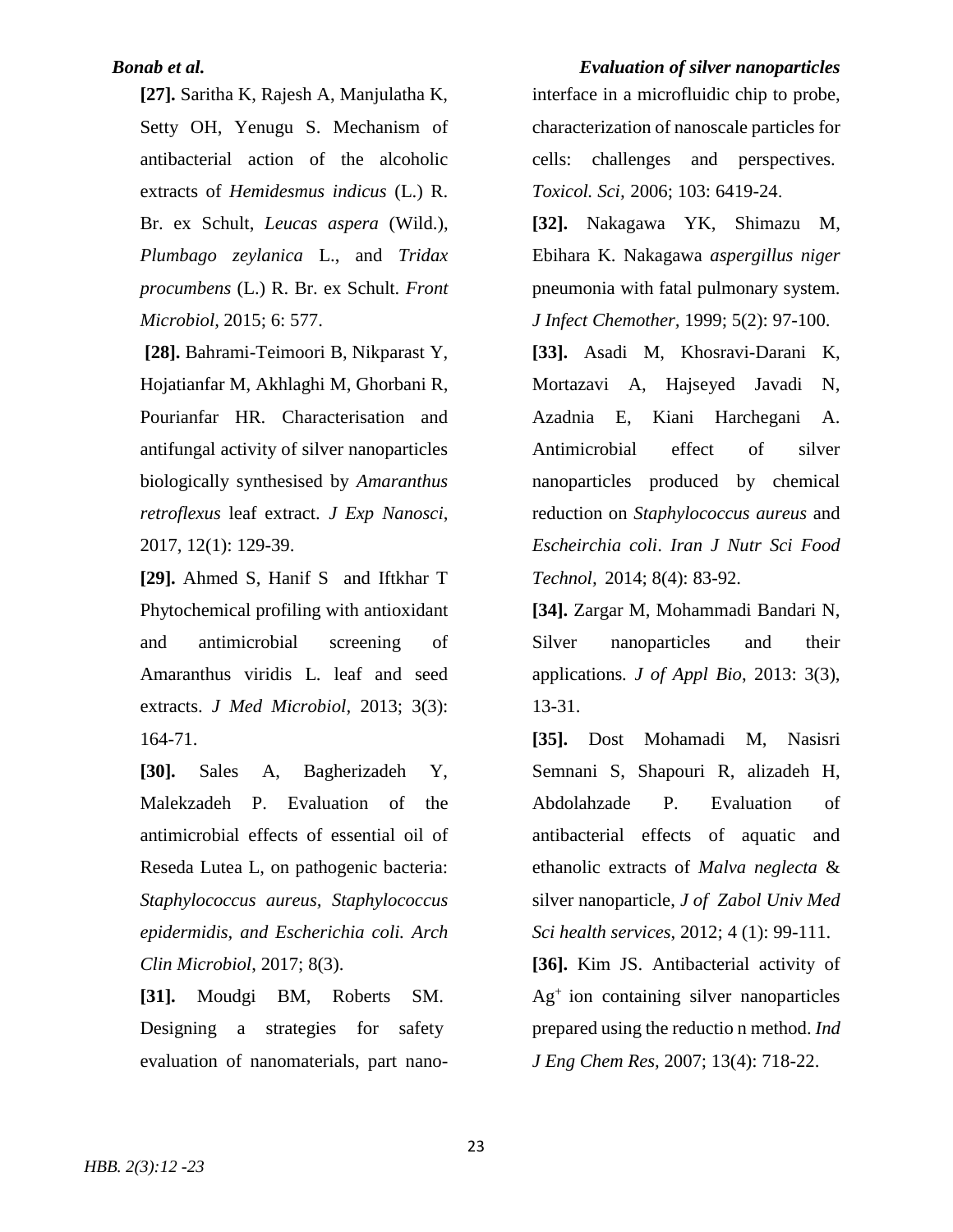**[27].** Saritha K, Rajesh A, Manjulatha K, Setty OH, Yenugu S. Mechanism of antibacterial action of the alcoholic extracts of *Hemidesmus indicus* (L.) R. Br. ex Schult, *Leucas aspera* (Wild.), *Plumbago zeylanica* L., and *Tridax procumbens* (L.) R. Br. ex Schult. *Front Microbiol,* 2015; 6: 577.

**[28].** Bahrami-Teimoori B, Nikparast Y, Hojatianfar M, Akhlaghi M, Ghorbani R, Pourianfar HR. Characterisation and antifungal activity of silver nanoparticles biologically synthesised by *Amaranthus retroflexus* leaf extract. *J Exp Nanosci*, 2017, 12(1): 129-39.

**[29].** Ahmed S, Hanif S and Iftkhar T Phytochemical profiling with antioxidant and antimicrobial screening of Amaranthus viridis L. leaf and seed extracts. *J Med Microbiol,* 2013; 3(3): 164-71.

**[30].** Sales A, Bagherizadeh Y, Malekzadeh P. Evaluation of the antimicrobial effects of essential oil of Reseda Lutea L, on pathogenic bacteria: *Staphylococcus aureus, Staphylococcus epidermidis, and Escherichia coli. Arch Clin Microbiol*, 2017; 8(3).

**[31].** Moudgi BM, Roberts SM. Designing a strategies for safety evaluation of nanomaterials, part nano-interface in a microfluidic chip to probe, characterization of nanoscale particles for cells: challenges and perspectives. *Toxicol. Sci,* 2006; 103: 6419-24.

**[32].** Nakagawa YK, Shimazu M, Ebihara K. Nakagawa *aspergillus niger* pneumonia with fatal pulmonary system. *J Infect Chemother,* 1999; 5(2): 97-100.

**[33].** Asadi M, Khosravi-Darani K, Mortazavi A, Hajseyed Javadi N, Azadnia E, Kiani Harchegani A. Antimicrobial effect of silver nanoparticles produced by chemical reduction on *Staphylococcus aureus* and *Escheirchia coli*. *Iran J Nutr Sci Food Technol,* 2014; 8(4): 83-92.

**[34].** Zargar M, Mohammadi Bandari N, Silver nanoparticles and their applications. *J of Appl Bio*, 2013: 3(3), 13-31.

**[35].** Dost Mohamadi M, Nasisri Semnani S, Shapouri R, alizadeh H, Abdolahzade P. Evaluation of antibacterial effects of aquatic and ethanolic extracts of *Malva neglecta* & silver nanoparticle, *J of Zabol Univ Med Sci health services*, 2012; 4 (1): 99-111.

**[36].** Kim JS. Antibacterial activity of $Ag^{+}$ ion containing silver nanoparticles prepared using the reductio n method. *Ind J Eng Chem Res*, 2007; 13(4): 718-22.